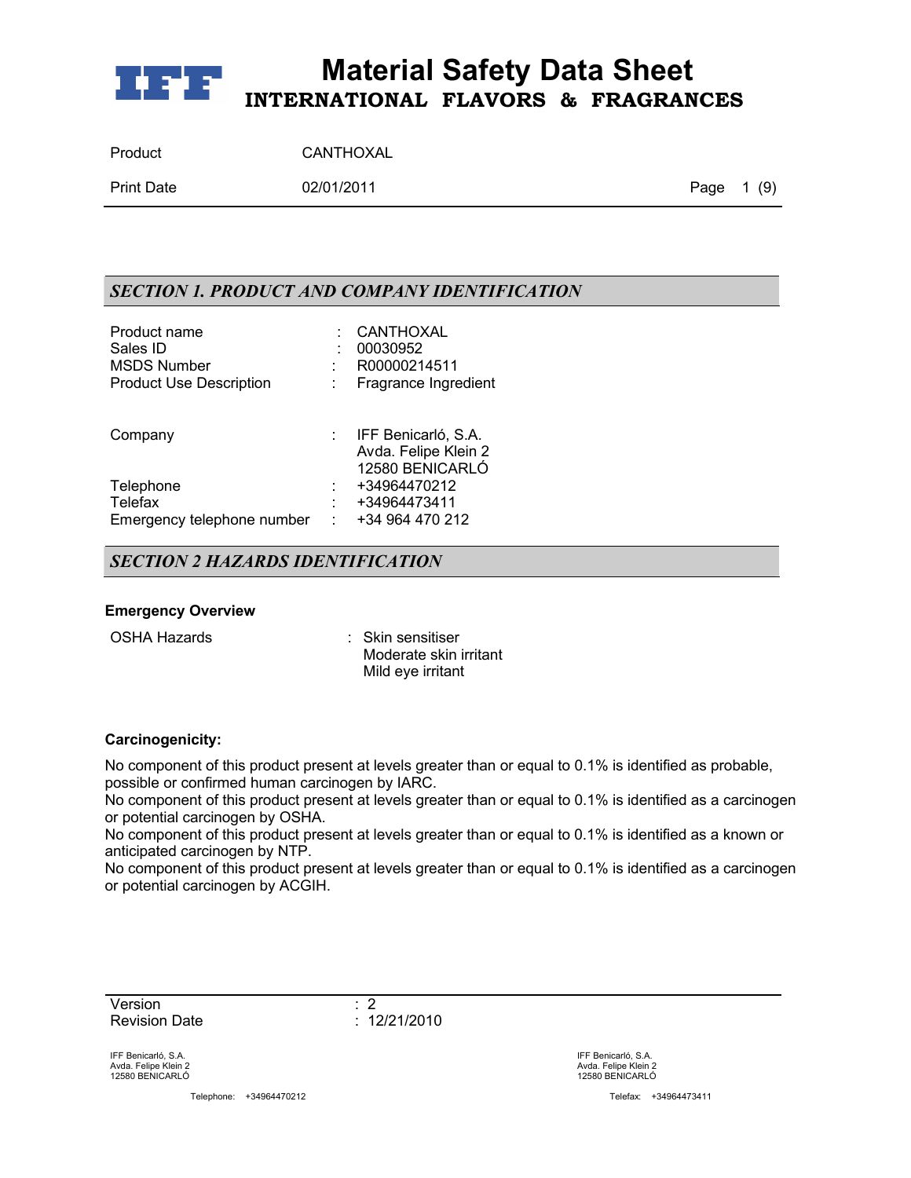# Material Safety Data Sheet
## INTERNATIONAL FLAVORS & FRAGRANCES

| | |
|---|---|
| Product | CANTHOXAL |
| Print Date | 02/01/2011 |

## SECTION 1. PRODUCT AND COMPANY IDENTIFICATION

| | | |
|---|---|---|
| Product name | : | CANTHOXAL |
| Sales ID | : | 00030952 |
| MSDS Number | : | R00000214511 |
| Product Use Description | : | Fragrance Ingredient |
| Company | : | IFF Benicarló, S.A.<br>Avda. Felipe Klein 2<br>12580 BENICARLÓ |
| Telephone | : | +34964470212 |
| Telefax | : | +34964473411 |
| Emergency telephone number | : | +34 964 470 212 |

## SECTION 2 HAZARDS IDENTIFICATION

**Emergency Overview**

| | | |
|---|---|---|
| OSHA Hazards | : | Skin sensitiser<br>Moderate skin irritant<br>Mild eye irritant |

**Carcinogenicity:**

No component of this product present at levels greater than or equal to 0.1% is identified as probable, possible or confirmed human carcinogen by IARC.
No component of this product present at levels greater than or equal to 0.1% is identified as a carcinogen or potential carcinogen by OSHA.
No component of this product present at levels greater than or equal to 0.1% is identified as a known or anticipated carcinogen by NTP.
No component of this product present at levels greater than or equal to 0.1% is identified as a carcinogen or potential carcinogen by ACGIH.

| | |
|---|---|
| Version | : 2 |
| Revision Date | : 12/21/2010 |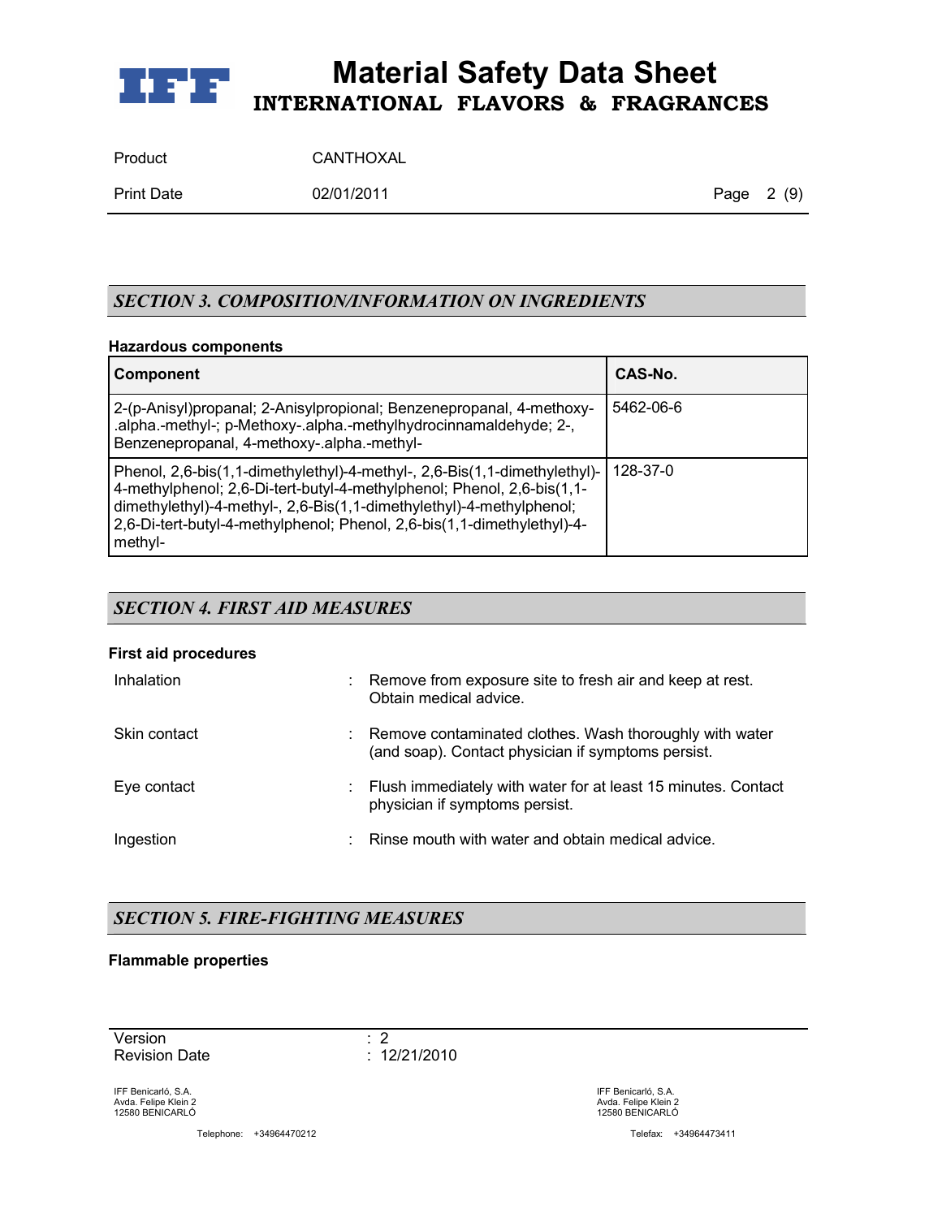## *SECTION 3. COMPOSITION/INFORMATION ON INGREDIENTS*

**Hazardous components**

| Component | CAS-No. |
|---|---|
| 2-(p-Anisyl)propanal; 2-Anisylpropional; Benzenepropanal, 4-methoxy-.alpha.-methyl-; p-Methoxy-.alpha.-methylhydrocinnamaldehyde; 2-, Benzenepropanal, 4-methoxy-.alpha.-methyl- | 5462-06-6 |
| Phenol, 2,6-bis(1,1-dimethylethyl)-4-methyl-, 2,6-Bis(1,1-dimethylethyl)-4-methylphenol; 2,6-Di-tert-butyl-4-methylphenol; Phenol, 2,6-bis(1,1-dimethylethyl)-4-methyl-, 2,6-Bis(1,1-dimethylethyl)-4-methylphenol; 2,6-Di-tert-butyl-4-methylphenol; Phenol, 2,6-bis(1,1-dimethylethyl)-4-methyl- | 128-37-0 |

## *SECTION 4. FIRST AID MEASURES*

**First aid procedures**

| | |
|---|---|
| Inhalation | : Remove from exposure site to fresh air and keep at rest. Obtain medical advice. |
| Skin contact | : Remove contaminated clothes. Wash thoroughly with water (and soap). Contact physician if symptoms persist. |
| Eye contact | : Flush immediately with water for at least 15 minutes. Contact physician if symptoms persist. |
| Ingestion | : Rinse mouth with water and obtain medical advice. |

## *SECTION 5. FIRE-FIGHTING MEASURES*

**Flammable properties**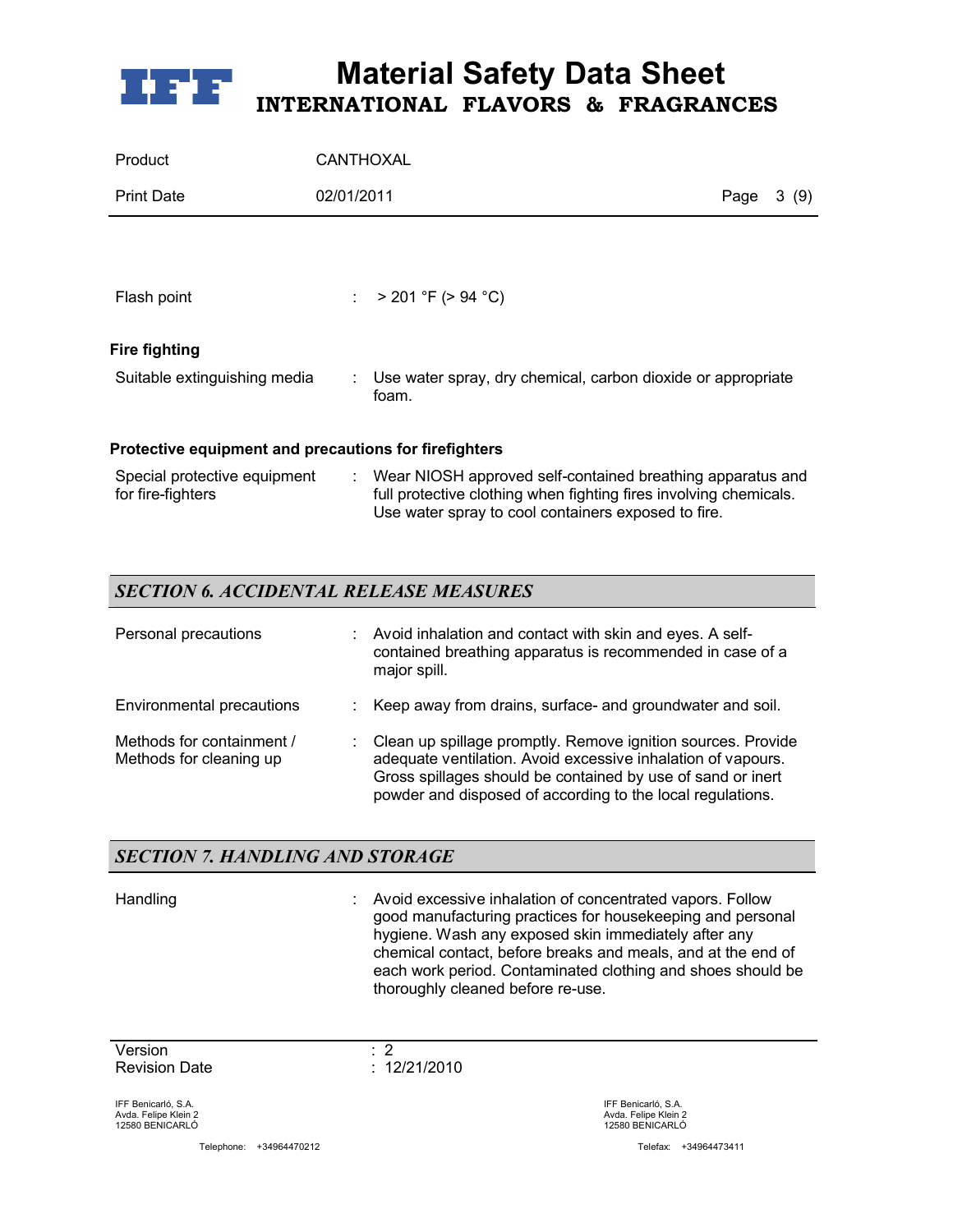| | | |
|---|---|---|
| Flash point | : | > 201 °F (> 94 °C) |

**Fire fighting**

| | | |
|---|---|---|
| Suitable extinguishing media | : | Use water spray, dry chemical, carbon dioxide or appropriate foam. |

**Protective equipment and precautions for firefighters**

| | | |
|---|---|---|
| Special protective equipment for fire-fighters | : | Wear NIOSH approved self-contained breathing apparatus and full protective clothing when fighting fires involving chemicals. Use water spray to cool containers exposed to fire. |

## *SECTION 6. ACCIDENTAL RELEASE MEASURES*

| | | |
|---|---|---|
| Personal precautions | : | Avoid inhalation and contact with skin and eyes. A self-contained breathing apparatus is recommended in case of a major spill. |
| Environmental precautions | : | Keep away from drains, surface- and groundwater and soil. |
| Methods for containment / Methods for cleaning up | : | Clean up spillage promptly. Remove ignition sources. Provide adequate ventilation. Avoid excessive inhalation of vapours. Gross spillages should be contained by use of sand or inert powder and disposed of according to the local regulations. |

## *SECTION 7. HANDLING AND STORAGE*

| | | |
|---|---|---|
| Handling | : | Avoid excessive inhalation of concentrated vapors. Follow good manufacturing practices for housekeeping and personal hygiene. Wash any exposed skin immediately after any chemical contact, before breaks and meals, and at the end of each work period. Contaminated clothing and shoes should be thoroughly cleaned before re-use. |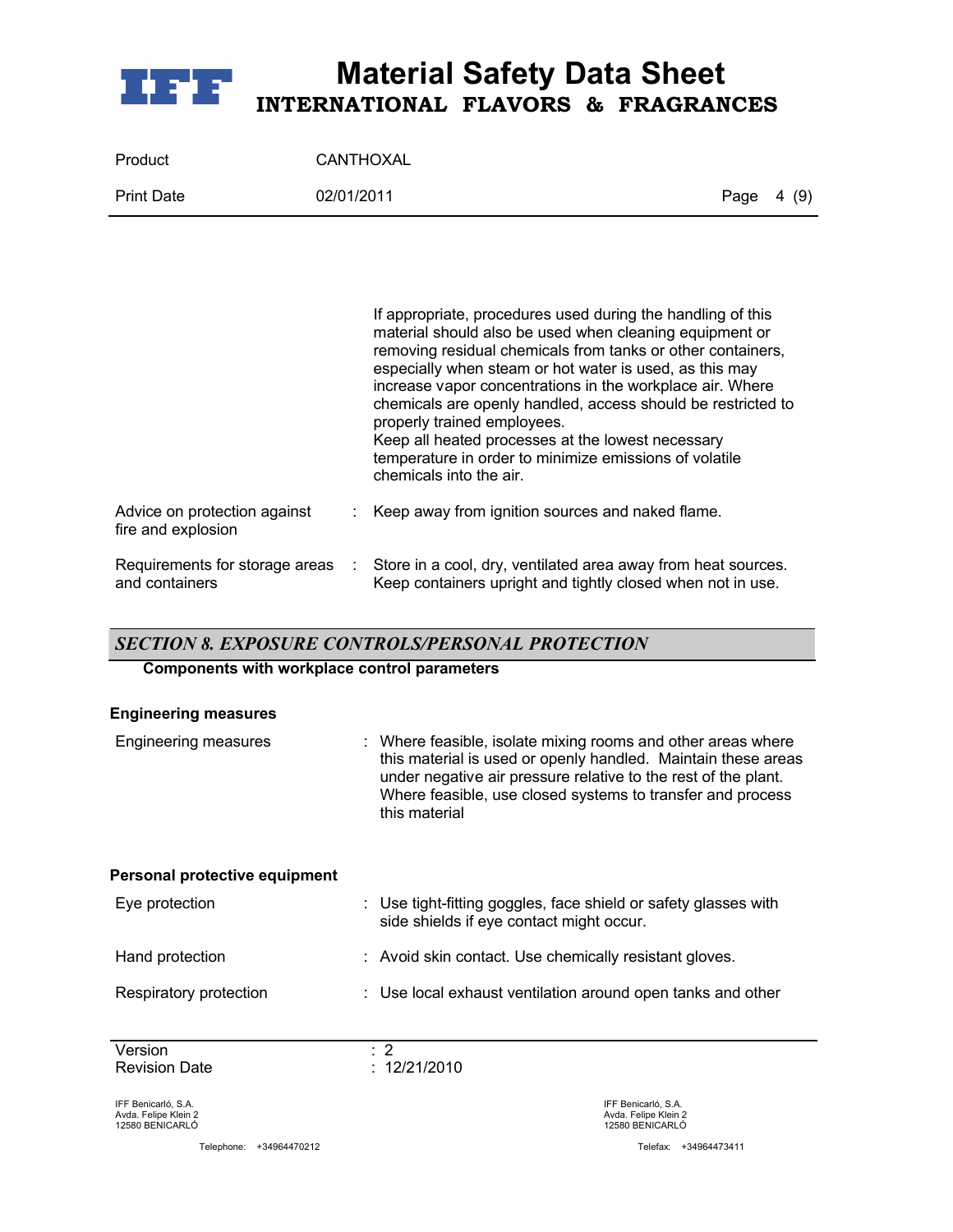If appropriate, procedures used during the handling of this material should also be used when cleaning equipment or removing residual chemicals from tanks or other containers, especially when steam or hot water is used, as this may increase vapor concentrations in the workplace air. Where chemicals are openly handled, access should be restricted to properly trained employees.
Keep all heated processes at the lowest necessary temperature in order to minimize emissions of volatile chemicals into the air.

| | | |
|---|---|---|
| Advice on protection against fire and explosion | : | Keep away from ignition sources and naked flame. |
| Requirements for storage areas and containers | : | Store in a cool, dry, ventilated area away from heat sources. Keep containers upright and tightly closed when not in use. |

## *SECTION 8. EXPOSURE CONTROLS/PERSONAL PROTECTION*

**Components with workplace control parameters**

**Engineering measures**

| | | |
|---|---|---|
| Engineering measures | : | Where feasible, isolate mixing rooms and other areas where this material is used or openly handled. Maintain these areas under negative air pressure relative to the rest of the plant. Where feasible, use closed systems to transfer and process this material |

**Personal protective equipment**

| | | |
|---|---|---|
| Eye protection | : | Use tight-fitting goggles, face shield or safety glasses with side shields if eye contact might occur. |
| Hand protection | : | Avoid skin contact. Use chemically resistant gloves. |
| Respiratory protection | : | Use local exhaust ventilation around open tanks and other |

Version : 2
Revision Date : 12/21/2010

IFF Benicarló, S.A.
Avda. Felipe Klein 2
12580 BENICARLÓ
Telephone: +34964470212

IFF Benicarló, S.A.
Avda. Felipe Klein 2
12580 BENICARLÓ
Telefax: +34964473411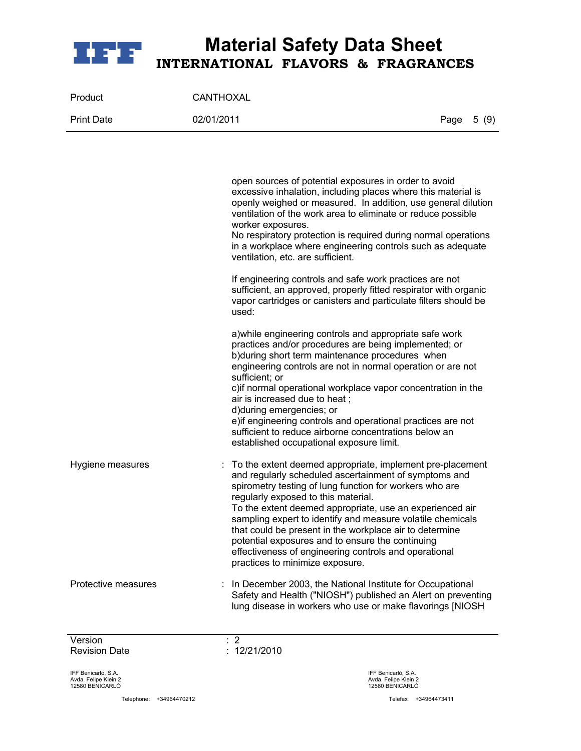open sources of potential exposures in order to avoid excessive inhalation, including places where this material is openly weighed or measured. In addition, use general dilution ventilation of the work area to eliminate or reduce possible worker exposures.
No respiratory protection is required during normal operations in a workplace where engineering controls such as adequate ventilation, etc. are sufficient.

If engineering controls and safe work practices are not sufficient, an approved, properly fitted respirator with organic vapor cartridges or canisters and particulate filters should be used:

a)while engineering controls and appropriate safe work practices and/or procedures are being implemented; or
b)during short term maintenance procedures when engineering controls are not in normal operation or are not sufficient; or
c)if normal operational workplace vapor concentration in the air is increased due to heat ;
d)during emergencies; or
e)if engineering controls and operational practices are not sufficient to reduce airborne concentrations below an established occupational exposure limit.

Hygiene measures : To the extent deemed appropriate, implement pre-placement and regularly scheduled ascertainment of symptoms and spirometry testing of lung function for workers who are regularly exposed to this material.
To the extent deemed appropriate, use an experienced air sampling expert to identify and measure volatile chemicals that could be present in the workplace air to determine potential exposures and to ensure the continuing effectiveness of engineering controls and operational practices to minimize exposure.

Protective measures : In December 2003, the National Institute for Occupational Safety and Health ("NIOSH") published an Alert on preventing lung disease in workers who use or make flavorings [NIOSH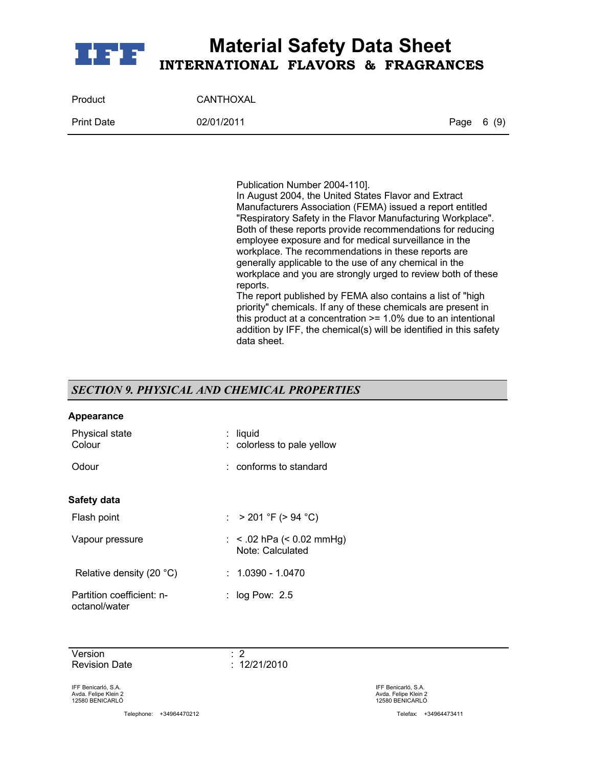Publication Number 2004-110].
In August 2004, the United States Flavor and Extract Manufacturers Association (FEMA) issued a report entitled "Respiratory Safety in the Flavor Manufacturing Workplace". Both of these reports provide recommendations for reducing employee exposure and for medical surveillance in the workplace. The recommendations in these reports are generally applicable to the use of any chemical in the workplace and you are strongly urged to review both of these reports.
The report published by FEMA also contains a list of "high priority" chemicals. If any of these chemicals are present in this product at a concentration >= 1.0% due to an intentional addition by IFF, the chemical(s) will be identified in this safety data sheet.

## *SECTION 9. PHYSICAL AND CHEMICAL PROPERTIES*

**Appearance**

| | | |
|---|---|---|
| Physical state | : | liquid |
| Colour | : | colorless to pale yellow |
| Odour | : | conforms to standard |

**Safety data**

| | | |
|---|---|---|
| Flash point | : | > 201 °F (> 94 °C) |
| Vapour pressure | : | < .02 hPa (< 0.02 mmHg)<br>Note: Calculated |
| Relative density (20 °C) | : | 1.0390 - 1.0470 |
| Partition coefficient: n-octanol/water | : | log Pow: 2.5 |

Version : 2
Revision Date : 12/21/2010

IFF Benicarló, S.A.
Avda. Felipe Klein 2
12580 BENICARLÓ
Telephone: +34964470212
Telefax: +34964473411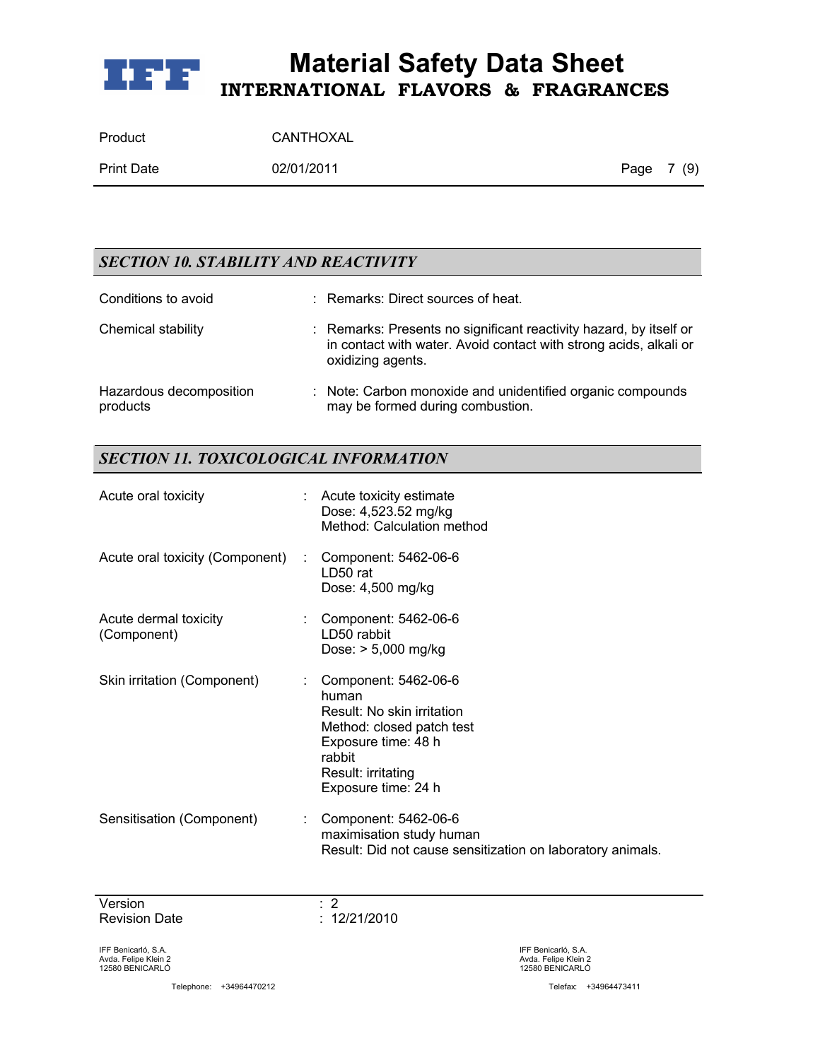## SECTION 10. STABILITY AND REACTIVITY

| | |
|---|---|
| Conditions to avoid | : Remarks: Direct sources of heat. |
| Chemical stability | : Remarks: Presents no significant reactivity hazard, by itself or in contact with water. Avoid contact with strong acids, alkali or oxidizing agents. |
| Hazardous decomposition products | : Note: Carbon monoxide and unidentified organic compounds may be formed during combustion. |

## SECTION 11. TOXICOLOGICAL INFORMATION

| | |
|---|---|
| Acute oral toxicity | : Acute toxicity estimate<br>Dose: 4,523.52 mg/kg<br>Method: Calculation method |
| Acute oral toxicity (Component) | : Component: 5462-06-6<br>LD50 rat<br>Dose: 4,500 mg/kg |
| Acute dermal toxicity (Component) | : Component: 5462-06-6<br>LD50 rabbit<br>Dose: > 5,000 mg/kg |
| Skin irritation (Component) | : Component: 5462-06-6<br>human<br>Result: No skin irritation<br>Method: closed patch test<br>Exposure time: 48 h<br>rabbit<br>Result: irritating<br>Exposure time: 24 h |
| Sensitisation (Component) | : Component: 5462-06-6<br>maximisation study human<br>Result: Did not cause sensitization on laboratory animals. |

Version : 2
Revision Date : 12/21/2010

IFF Benicarló, S.A.
Avda. Felipe Klein 2
12580 BENICARLÓ

Telephone: +34964470212

IFF Benicarló, S.A.
Avda. Felipe Klein 2
12580 BENICARLÓ

Telefax: +34964473411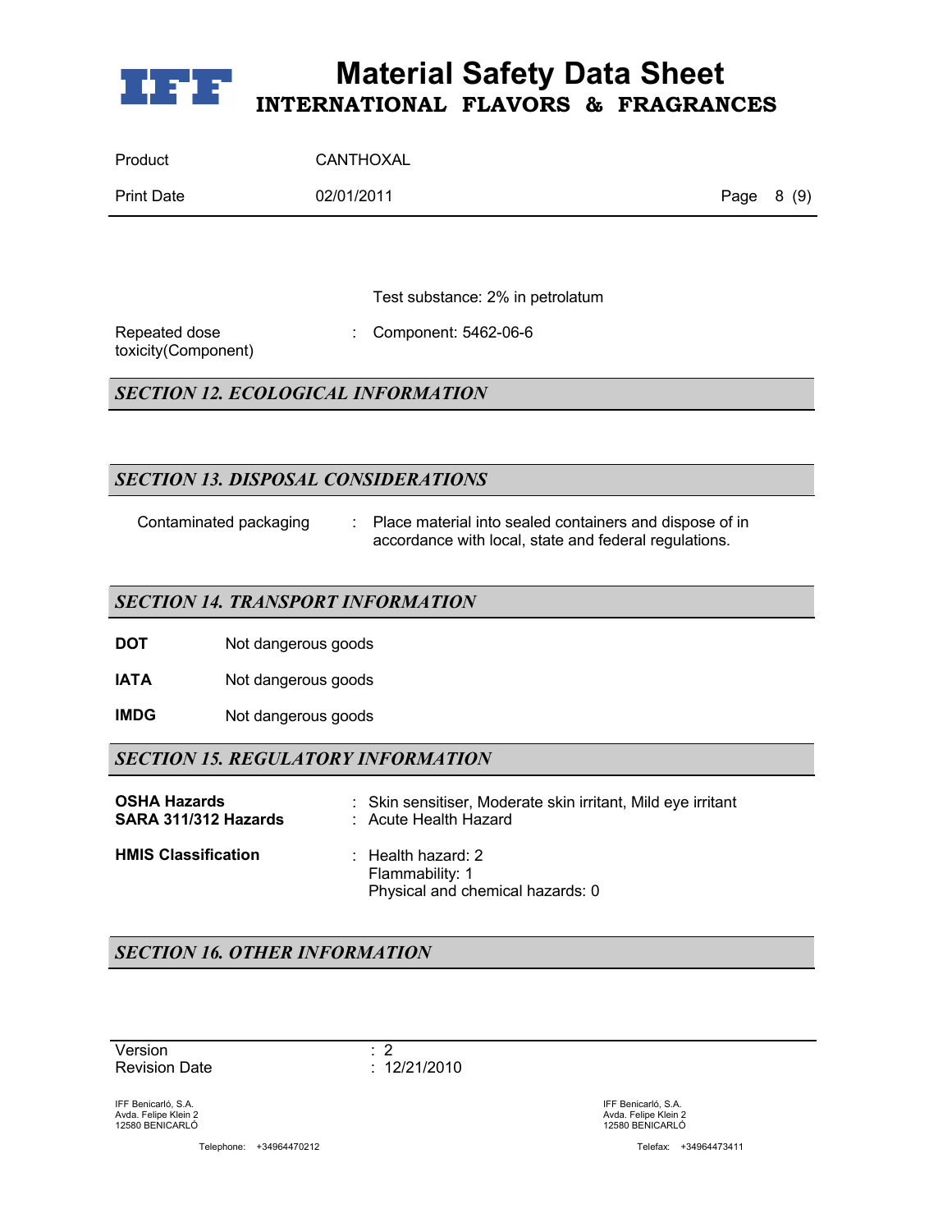Test substance: 2% in petrolatum

Repeated dose toxicity(Component) : Component: 5462-06-6

## *SECTION 12. ECOLOGICAL INFORMATION*

## *SECTION 13. DISPOSAL CONSIDERATIONS*

Contaminated packaging : Place material into sealed containers and dispose of in accordance with local, state and federal regulations.

## *SECTION 14. TRANSPORT INFORMATION*

**DOT** Not dangerous goods

**IATA** Not dangerous goods

**IMDG** Not dangerous goods

## *SECTION 15. REGULATORY INFORMATION*

**OSHA Hazards** : Skin sensitiser, Moderate skin irritant, Mild eye irritant
**SARA 311/312 Hazards** : Acute Health Hazard

**HMIS Classification** : Health hazard: 2
Flammability: 1
Physical and chemical hazards: 0

## *SECTION 16. OTHER INFORMATION*

Version : 2
Revision Date : 12/21/2010

IFF Benicarló, S.A.
Avda. Felipe Klein 2
12580 BENICARLÓ

Telephone: +34964470212

Telefax: +34964473411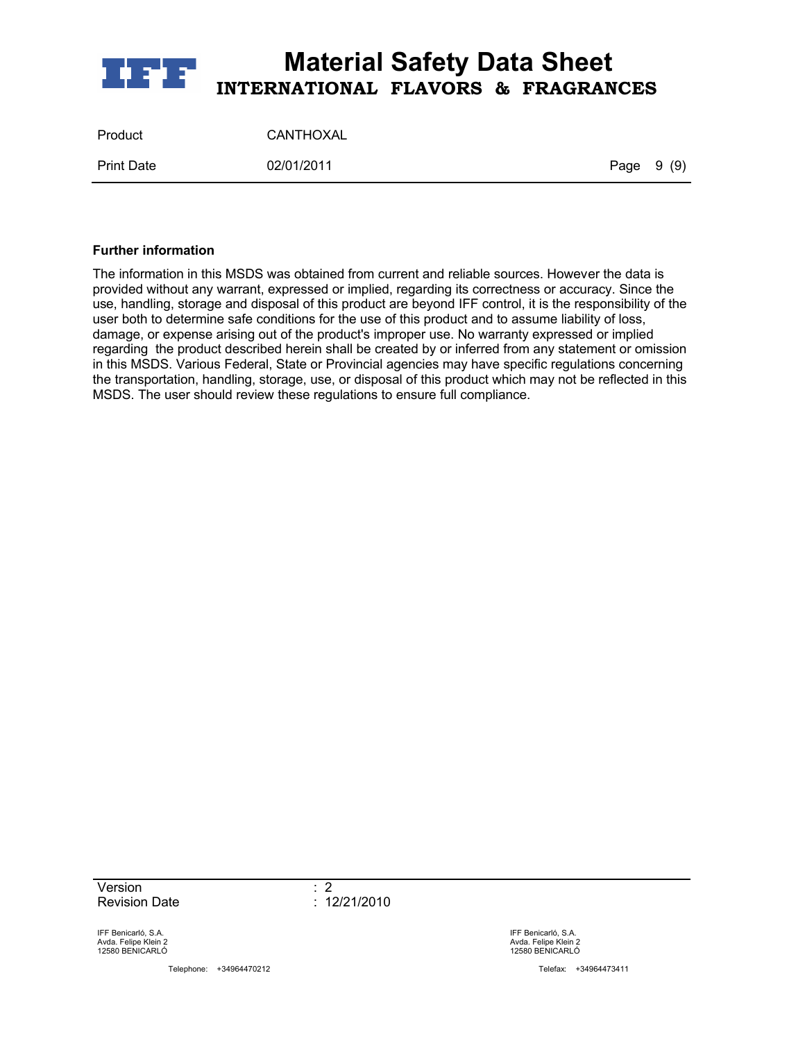### Further information

The information in this MSDS was obtained from current and reliable sources. However the data is provided without any warrant, expressed or implied, regarding its correctness or accuracy. Since the use, handling, storage and disposal of this product are beyond IFF control, it is the responsibility of the user both to determine safe conditions for the use of this product and to assume liability of loss, damage, or expense arising out of the product's improper use. No warranty expressed or implied regarding the product described herein shall be created by or inferred from any statement or omission in this MSDS. Various Federal, State or Provincial agencies may have specific regulations concerning the transportation, handling, storage, use, or disposal of this product which may not be reflected in this MSDS. The user should review these regulations to ensure full compliance.